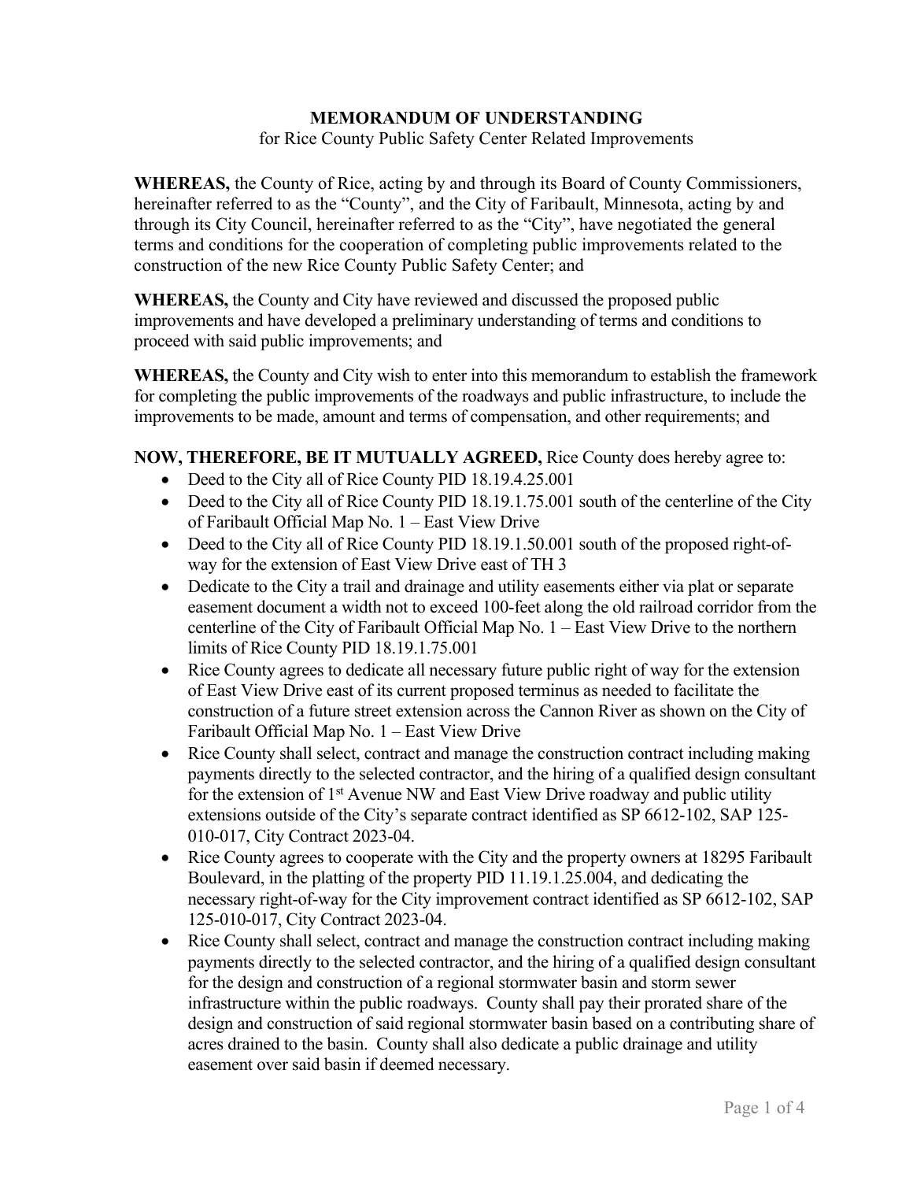**MEMORANDUM OF UNDERSTANDING**
for Rice County Public Safety Center Related Improvements

**WHEREAS,** the County of Rice, acting by and through its Board of County Commissioners, hereinafter referred to as the "County", and the City of Faribault, Minnesota, acting by and through its City Council, hereinafter referred to as the "City", have negotiated the general terms and conditions for the cooperation of completing public improvements related to the construction of the new Rice County Public Safety Center; and

**WHEREAS,** the County and City have reviewed and discussed the proposed public improvements and have developed a preliminary understanding of terms and conditions to proceed with said public improvements; and

**WHEREAS,** the County and City wish to enter into this memorandum to establish the framework for completing the public improvements of the roadways and public infrastructure, to include the improvements to be made, amount and terms of compensation, and other requirements; and

**NOW, THEREFORE, BE IT MUTUALLY AGREED,** Rice County does hereby agree to:

- Deed to the City all of Rice County PID 18.19.4.25.001
- Deed to the City all of Rice County PID 18.19.1.75.001 south of the centerline of the City of Faribault Official Map No. 1 – East View Drive
- Deed to the City all of Rice County PID 18.19.1.50.001 south of the proposed right-of-way for the extension of East View Drive east of TH 3
- Dedicate to the City a trail and drainage and utility easements either via plat or separate easement document a width not to exceed 100-feet along the old railroad corridor from the centerline of the City of Faribault Official Map No. 1 – East View Drive to the northern limits of Rice County PID 18.19.1.75.001
- Rice County agrees to dedicate all necessary future public right of way for the extension of East View Drive east of its current proposed terminus as needed to facilitate the construction of a future street extension across the Cannon River as shown on the City of Faribault Official Map No. 1 – East View Drive
- Rice County shall select, contract and manage the construction contract including making payments directly to the selected contractor, and the hiring of a qualified design consultant for the extension of 1st Avenue NW and East View Drive roadway and public utility extensions outside of the City's separate contract identified as SP 6612-102, SAP 125-010-017, City Contract 2023-04.
- Rice County agrees to cooperate with the City and the property owners at 18295 Faribault Boulevard, in the platting of the property PID 11.19.1.25.004, and dedicating the necessary right-of-way for the City improvement contract identified as SP 6612-102, SAP 125-010-017, City Contract 2023-04.
- Rice County shall select, contract and manage the construction contract including making payments directly to the selected contractor, and the hiring of a qualified design consultant for the design and construction of a regional stormwater basin and storm sewer infrastructure within the public roadways. County shall pay their prorated share of the design and construction of said regional stormwater basin based on a contributing share of acres drained to the basin. County shall also dedicate a public drainage and utility easement over said basin if deemed necessary.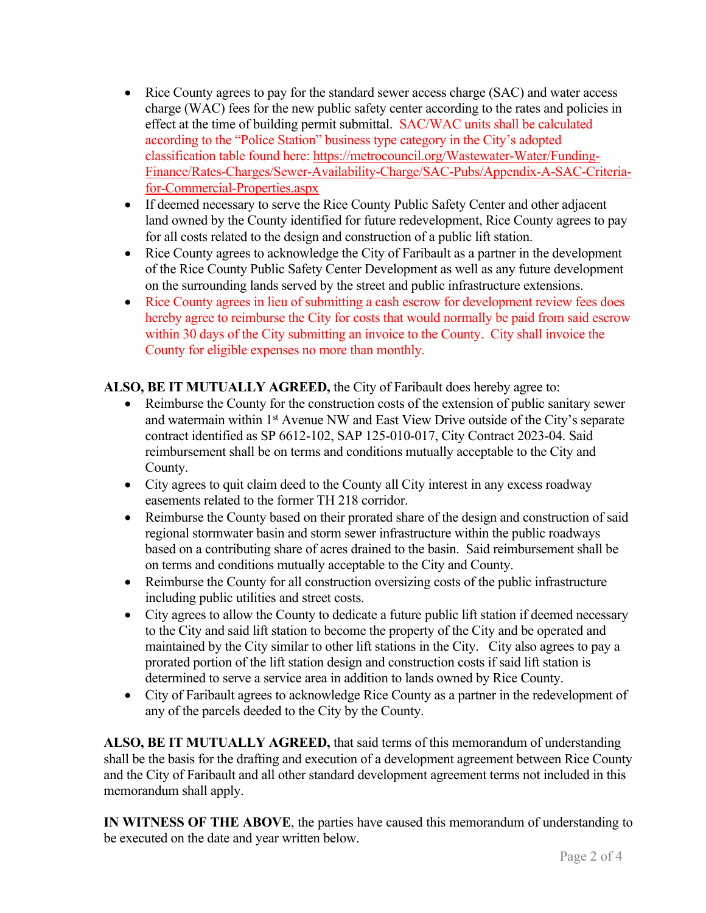- Rice County agrees to pay for the standard sewer access charge (SAC) and water access charge (WAC) fees for the new public safety center according to the rates and policies in effect at the time of building permit submittal. SAC/WAC units shall be calculated according to the "Police Station" business type category in the City's adopted classification table found here: https://metrocouncil.org/Wastewater-Water/Funding-Finance/Rates-Charges/Sewer-Availability-Charge/SAC-Pubs/Appendix-A-SAC-Criteria-for-Commercial-Properties.aspx
- If deemed necessary to serve the Rice County Public Safety Center and other adjacent land owned by the County identified for future redevelopment, Rice County agrees to pay for all costs related to the design and construction of a public lift station.
- Rice County agrees to acknowledge the City of Faribault as a partner in the development of the Rice County Public Safety Center Development as well as any future development on the surrounding lands served by the street and public infrastructure extensions.
- Rice County agrees in lieu of submitting a cash escrow for development review fees does hereby agree to reimburse the City for costs that would normally be paid from said escrow within 30 days of the City submitting an invoice to the County. City shall invoice the County for eligible expenses no more than monthly.

**ALSO, BE IT MUTUALLY AGREED,** the City of Faribault does hereby agree to:

- Reimburse the County for the construction costs of the extension of public sanitary sewer and watermain within 1st Avenue NW and East View Drive outside of the City's separate contract identified as SP 6612-102, SAP 125-010-017, City Contract 2023-04. Said reimbursement shall be on terms and conditions mutually acceptable to the City and County.
- City agrees to quit claim deed to the County all City interest in any excess roadway easements related to the former TH 218 corridor.
- Reimburse the County based on their prorated share of the design and construction of said regional stormwater basin and storm sewer infrastructure within the public roadways based on a contributing share of acres drained to the basin. Said reimbursement shall be on terms and conditions mutually acceptable to the City and County.
- Reimburse the County for all construction oversizing costs of the public infrastructure including public utilities and street costs.
- City agrees to allow the County to dedicate a future public lift station if deemed necessary to the City and said lift station to become the property of the City and be operated and maintained by the City similar to other lift stations in the City. City also agrees to pay a prorated portion of the lift station design and construction costs if said lift station is determined to serve a service area in addition to lands owned by Rice County.
- City of Faribault agrees to acknowledge Rice County as a partner in the redevelopment of any of the parcels deeded to the City by the County.

**ALSO, BE IT MUTUALLY AGREED,** that said terms of this memorandum of understanding shall be the basis for the drafting and execution of a development agreement between Rice County and the City of Faribault and all other standard development agreement terms not included in this memorandum shall apply.

**IN WITNESS OF THE ABOVE**, the parties have caused this memorandum of understanding to be executed on the date and year written below.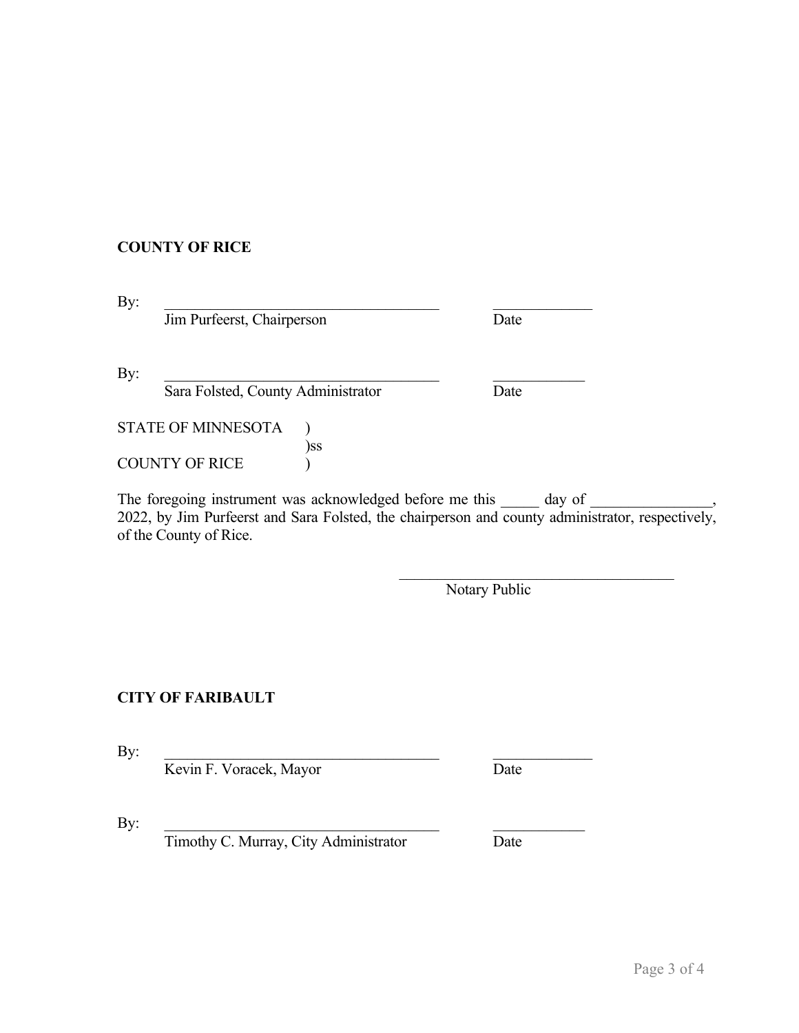**COUNTY OF RICE**

By: \_\_\_\_\_\_\_\_\_\_\_\_\_\_\_\_\_\_\_\_\_\_\_\_\_\_\_\_\_\_\_\_\_\_\_\_ \_\_\_\_\_\_\_\_\_\_\_\_\_
Jim Purfeerst, Chairperson Date

By: \_\_\_\_\_\_\_\_\_\_\_\_\_\_\_\_\_\_\_\_\_\_\_\_\_\_\_\_\_\_\_\_\_\_\_\_ \_\_\_\_\_\_\_\_\_\_\_\_
Sara Folsted, County Administrator Date

STATE OF MINNESOTA )
)ss
COUNTY OF RICE )

The foregoing instrument was acknowledged before me this \_\_\_\_\_ day of \_\_\_\_\_\_\_\_\_\_\_\_\_\_\_, 2022, by Jim Purfeerst and Sara Folsted, the chairperson and county administrator, respectively, of the County of Rice.

\_\_\_\_\_\_\_\_\_\_\_\_\_\_\_\_\_\_\_\_\_\_\_\_\_\_\_\_\_\_\_\_\_\_\_\_
Notary Public

**CITY OF FARIBAULT**

By: \_\_\_\_\_\_\_\_\_\_\_\_\_\_\_\_\_\_\_\_\_\_\_\_\_\_\_\_\_\_\_\_\_\_\_\_ \_\_\_\_\_\_\_\_\_\_\_\_\_
Kevin F. Voracek, Mayor Date

By: \_\_\_\_\_\_\_\_\_\_\_\_\_\_\_\_\_\_\_\_\_\_\_\_\_\_\_\_\_\_\_\_\_\_\_\_ \_\_\_\_\_\_\_\_\_\_\_\_
Timothy C. Murray, City Administrator Date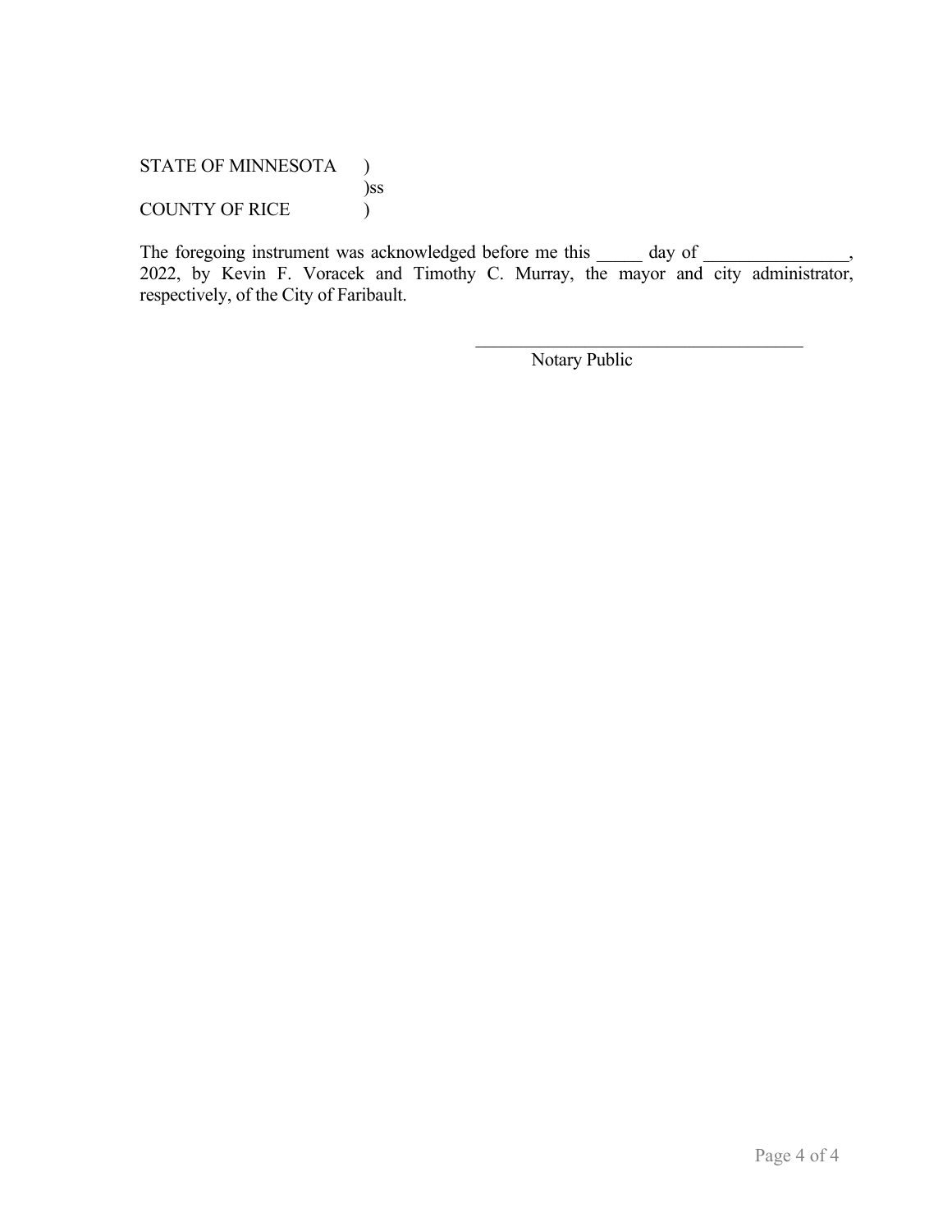STATE OF MINNESOTA )
)ss
COUNTY OF RICE )

The foregoing instrument was acknowledged before me this _____ day of ________________, 2022, by Kevin F. Voracek and Timothy C. Murray, the mayor and city administrator, respectively, of the City of Faribault.

_______________________________________
Notary Public